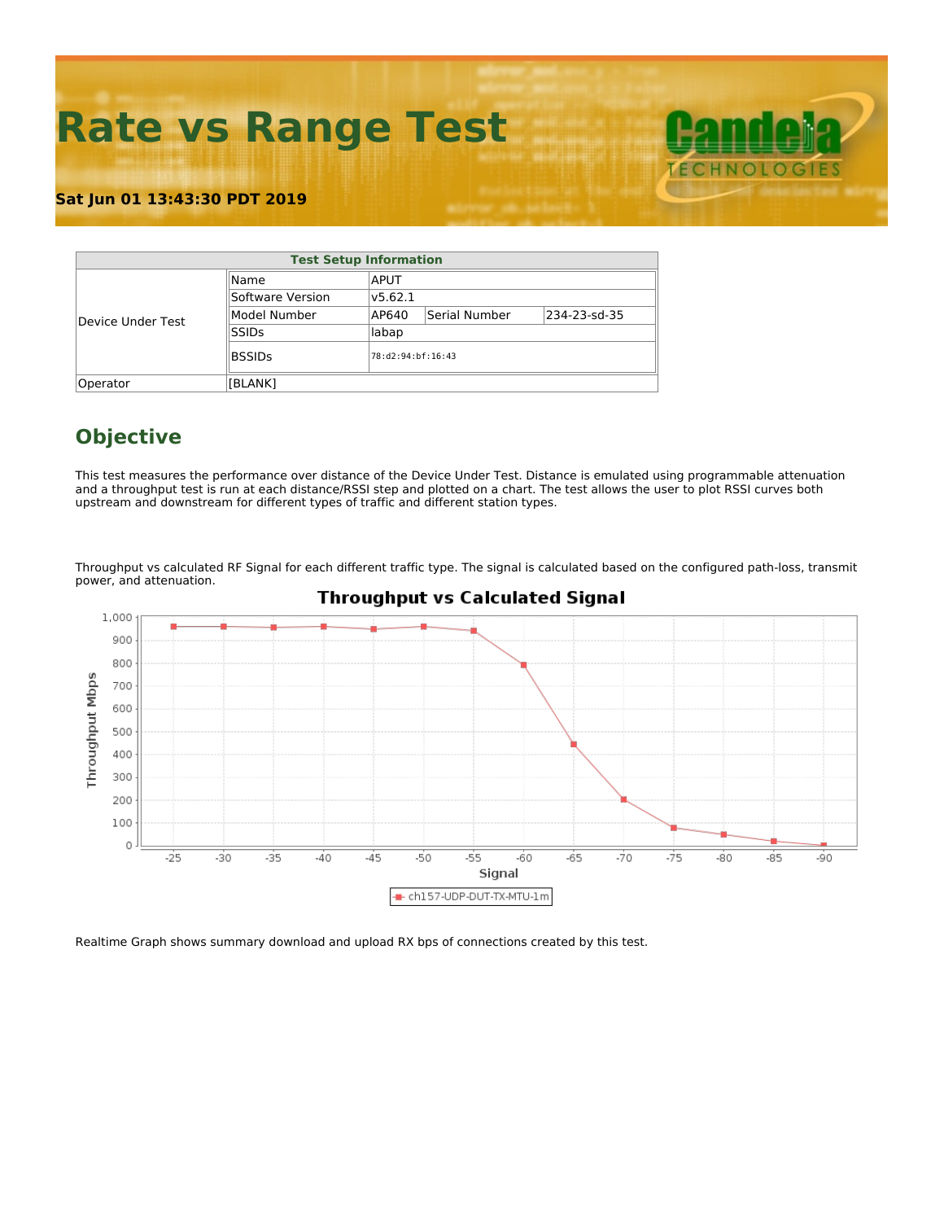# Rate vs Range Test

**Sat Jun 01 13:43:30 PDT 2019**

| Test Setup Information | | | | |
|---|---|---|---|---|
| Device Under Test | Name | APUT | | |
| | Software Version | v5.62.1 | | |
| | Model Number | AP640 | Serial Number | 234-23-sd-35 |
| | SSIDs | labap | | |
| | BSSIDs | 78:d2:94:bf:16:43 | | |
| Operator | [BLANK] | | | |

## Objective

This test measures the performance over distance of the Device Under Test. Distance is emulated using programmable attenuation and a throughput test is run at each distance/RSSI step and plotted on a chart. The test allows the user to plot RSSI curves both upstream and downstream for different types of traffic and different station types.

Throughput vs calculated RF Signal for each different traffic type. The signal is calculated based on the configured path-loss, transmit power, and attenuation.

Realtime Graph shows summary download and upload RX bps of connections created by this test.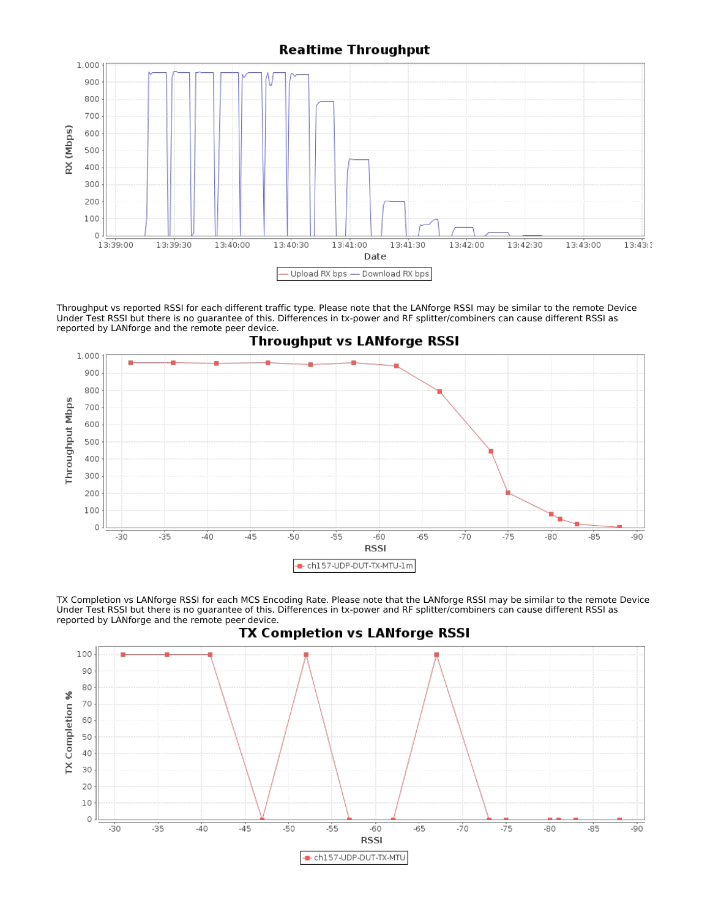## Realtime Throughput

Throughput vs reported RSSI for each different traffic type. Please note that the LANforge RSSI may be similar to the remote Device Under Test RSSI but there is no guarantee of this. Differences in tx-power and RF splitter/combiners can cause different RSSI as reported by LANforge and the remote peer device.

## Throughput vs LANforge RSSI

TX Completion vs LANforge RSSI for each MCS Encoding Rate. Please note that the LANforge RSSI may be similar to the remote Device Under Test RSSI but there is no guarantee of this. Differences in tx-power and RF splitter/combiners can cause different RSSI as reported by LANforge and the remote peer device.

## TX Completion vs LANforge RSSI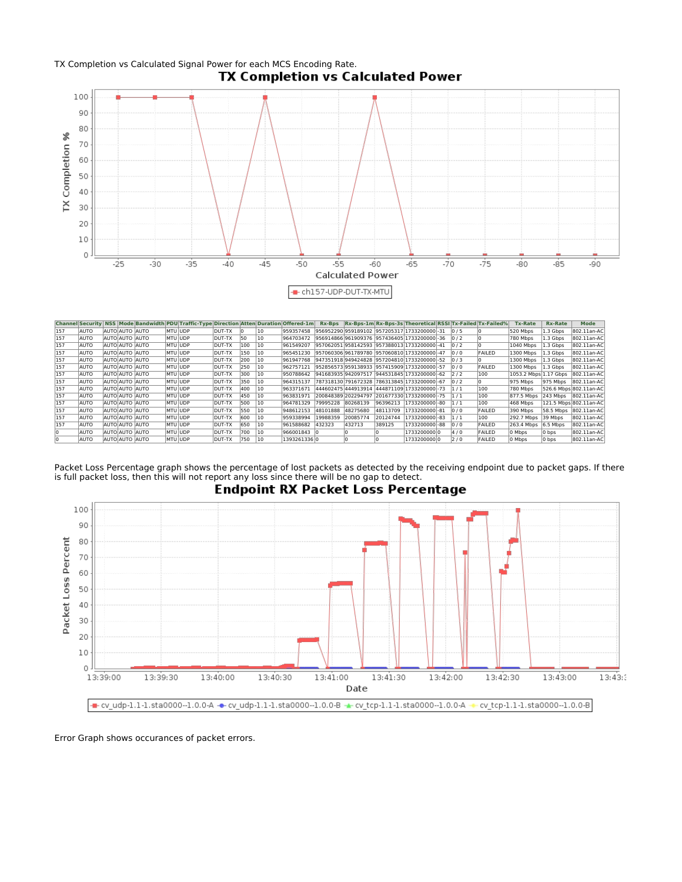TX Completion vs Calculated Signal Power for each MCS Encoding Rate.

| Channel | Security | NSS | Mode | Bandwidth | PDU | Traffic-Type | Direction | Atten | Duration | Offered-1m | Rx-Bps | Rx-Bps-1m | Rx-Bps-3s | Theoretical | RSSI | Tx-Failed | Tx-Failed% | Tx-Rate | Rx-Rate | Mode |
|---|---|---|---|---|---|---|---|---|---|---|---|---|---|---|---|---|---|---|---|---|
| 157 | AUTO | AUTO | AUTO | AUTO | MTU | UDP | DUT-TX | 0 | 10 | 959357458 | 956952290 | 959189102 | 957205317 | 1733200000 | -31 | 0 / 5 | 0 | 520 Mbps | 1.3 Gbps | 802.11an-AC |
| 157 | AUTO | AUTO | AUTO | AUTO | MTU | UDP | DUT-TX | 50 | 10 | 964703472 | 956914866 | 961909376 | 957436405 | 1733200000 | -36 | 0 / 2 | 0 | 780 Mbps | 1.3 Gbps | 802.11an-AC |
| 157 | AUTO | AUTO | AUTO | AUTO | MTU | UDP | DUT-TX | 100 | 10 | 961549207 | 957062051 | 958142593 | 957388013 | 1733200000 | -41 | 0 / 2 | 0 | 1040 Mbps | 1.3 Gbps | 802.11an-AC |
| 157 | AUTO | AUTO | AUTO | AUTO | MTU | UDP | DUT-TX | 150 | 10 | 965451230 | 957060306 | 961789780 | 957060810 | 1733200000 | -47 | 0 / 0 | FAILED | 1300 Mbps | 1.3 Gbps | 802.11an-AC |
| 157 | AUTO | AUTO | AUTO | AUTO | MTU | UDP | DUT-TX | 200 | 10 | 961947768 | 947351918 | 949424828 | 957204810 | 1733200000 | -52 | 0 / 3 | 0 | 1300 Mbps | 1.3 Gbps | 802.11an-AC |
| 157 | AUTO | AUTO | AUTO | AUTO | MTU | UDP | DUT-TX | 250 | 10 | 962757121 | 952856573 | 959138933 | 957415909 | 1733200000 | -57 | 0 / 0 | FAILED | 1300 Mbps | 1.3 Gbps | 802.11an-AC |
| 157 | AUTO | AUTO | AUTO | AUTO | MTU | UDP | DUT-TX | 300 | 10 | 950788642 | 941683935 | 942097517 | 944531845 | 1733200000 | -62 | 2 / 2 | 100 | 1053.2 Mbps | 1.17 Gbps | 802.11an-AC |
| 157 | AUTO | AUTO | AUTO | AUTO | MTU | UDP | DUT-TX | 350 | 10 | 964315137 | 787318130 | 791672328 | 786313845 | 1733200000 | -67 | 0 / 2 | 0 | 975 Mbps | 975 Mbps | 802.11an-AC |
| 157 | AUTO | AUTO | AUTO | AUTO | MTU | UDP | DUT-TX | 400 | 10 | 963371671 | 444602475 | 444913914 | 444871109 | 1733200000 | -73 | 1 / 1 | 100 | 780 Mbps | 526.6 Mbps | 802.11an-AC |
| 157 | AUTO | AUTO | AUTO | AUTO | MTU | UDP | DUT-TX | 450 | 10 | 963831971 | 200848389 | 202294797 | 201677330 | 1733200000 | -75 | 1 / 1 | 100 | 877.5 Mbps | 243 Mbps | 802.11an-AC |
| 157 | AUTO | AUTO | AUTO | AUTO | MTU | UDP | DUT-TX | 500 | 10 | 964781329 | 79995228 | 80268139 | 96396213 | 1733200000 | -80 | 1 / 1 | 100 | 468 Mbps | 121.5 Mbps | 802.11an-AC |
| 157 | AUTO | AUTO | AUTO | AUTO | MTU | UDP | DUT-TX | 550 | 10 | 948612153 | 48101888 | 48275680 | 48113709 | 1733200000 | -81 | 0 / 0 | FAILED | 390 Mbps | 58.5 Mbps | 802.11an-AC |
| 157 | AUTO | AUTO | AUTO | AUTO | MTU | UDP | DUT-TX | 600 | 10 | 959338994 | 19988359 | 20085774 | 20124744 | 1733200000 | -83 | 1 / 1 | 100 | 292.7 Mbps | 39 Mbps | 802.11an-AC |
| 157 | AUTO | AUTO | AUTO | AUTO | MTU | UDP | DUT-TX | 650 | 10 | 961588682 | 432323 | 432713 | 389125 | 1733200000 | -88 | 0 / 0 | FAILED | 263.4 Mbps | 6.5 Mbps | 802.11an-AC |
| 0 | AUTO | AUTO | AUTO | AUTO | MTU | UDP | DUT-TX | 700 | 10 | 966001843 | 0 | 0 | 0 | 1733200000 | 0 | 4 / 0 | FAILED | 0 Mbps | 0 bps | 802.11an-AC |
| 0 | AUTO | AUTO | AUTO | AUTO | MTU | UDP | DUT-TX | 750 | 10 | 1393261336 | 0 | 0 | 0 | 1733200000 | 0 | 2 / 0 | FAILED | 0 Mbps | 0 bps | 802.11an-AC |

Packet Loss Percentage graph shows the percentage of lost packets as detected by the receiving endpoint due to packet gaps. If there is full packet loss, then this will not report any loss since there will be no gap to detect.

Error Graph shows occurances of packet errors.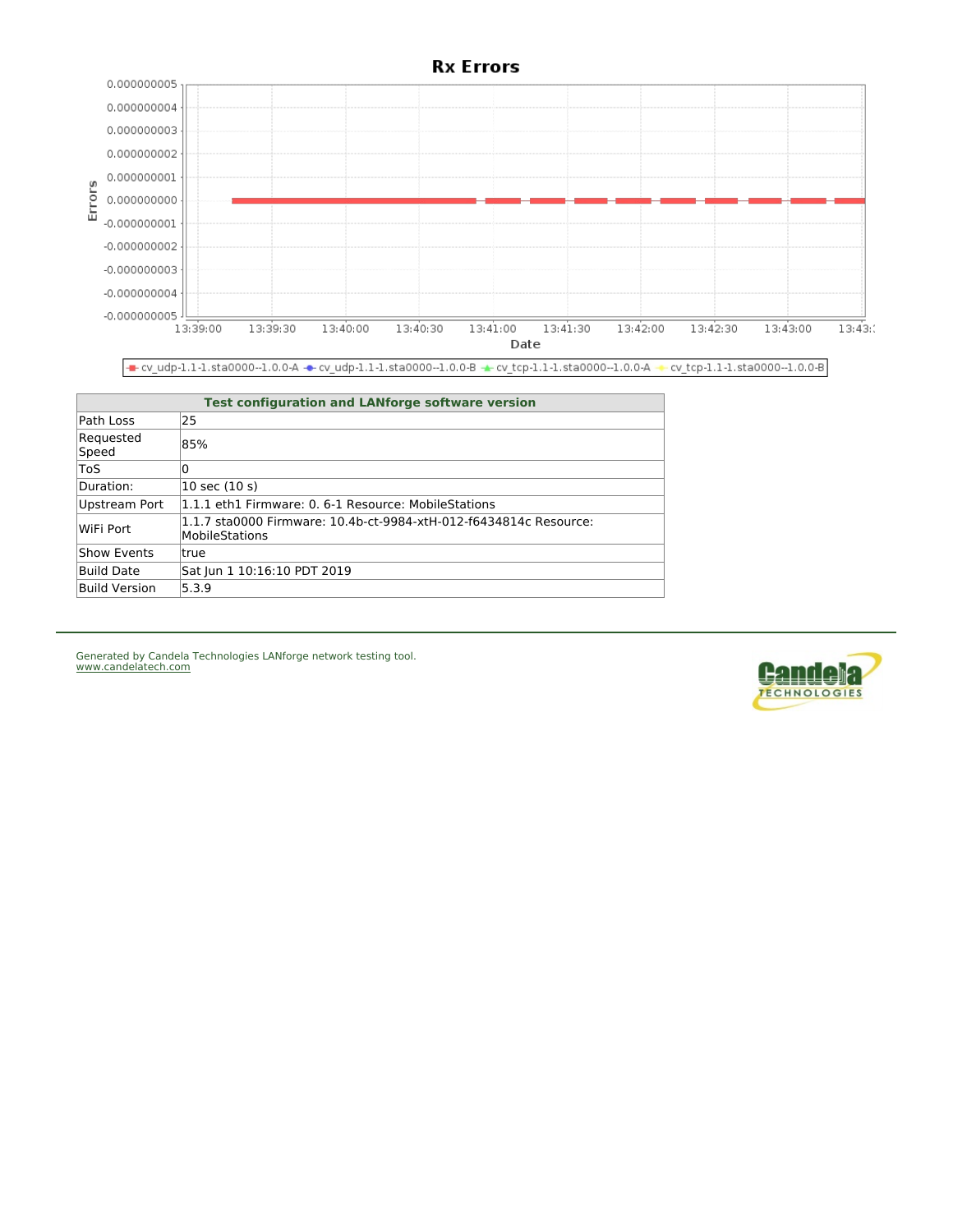Rx Errors

Errors

0.000000005
0.000000004
0.000000003
0.000000002
0.000000001
0.000000000
-0.000000001
-0.000000002
-0.000000003
-0.000000004
-0.000000005

13:39:00 13:39:30 13:40:00 13:40:30 13:41:00 13:41:30 13:42:00 13:42:30 13:43:00 13:43:

Date

cv_udp-1.1-1.sta0000--1.0.0-A cv_udp-1.1-1.sta0000--1.0.0-B cv_tcp-1.1-1.sta0000--1.0.0-A cv_tcp-1.1-1.sta0000--1.0.0-B

| Test configuration and LANforge software version | |
|---|---|
| Path Loss | 25 |
| Requested Speed | 85% |
| ToS | 0 |
| Duration: | 10 sec (10 s) |
| Upstream Port | 1.1.1 eth1 Firmware: 0. 6-1 Resource: MobileStations |
| WiFi Port | 1.1.7 sta0000 Firmware: 10.4b-ct-9984-xtH-012-f6434814c Resource: MobileStations |
| Show Events | true |
| Build Date | Sat Jun 1 10:16:10 PDT 2019 |
| Build Version | 5.3.9 |

Generated by Candela Technologies LANforge network testing tool.
www.candelatech.com